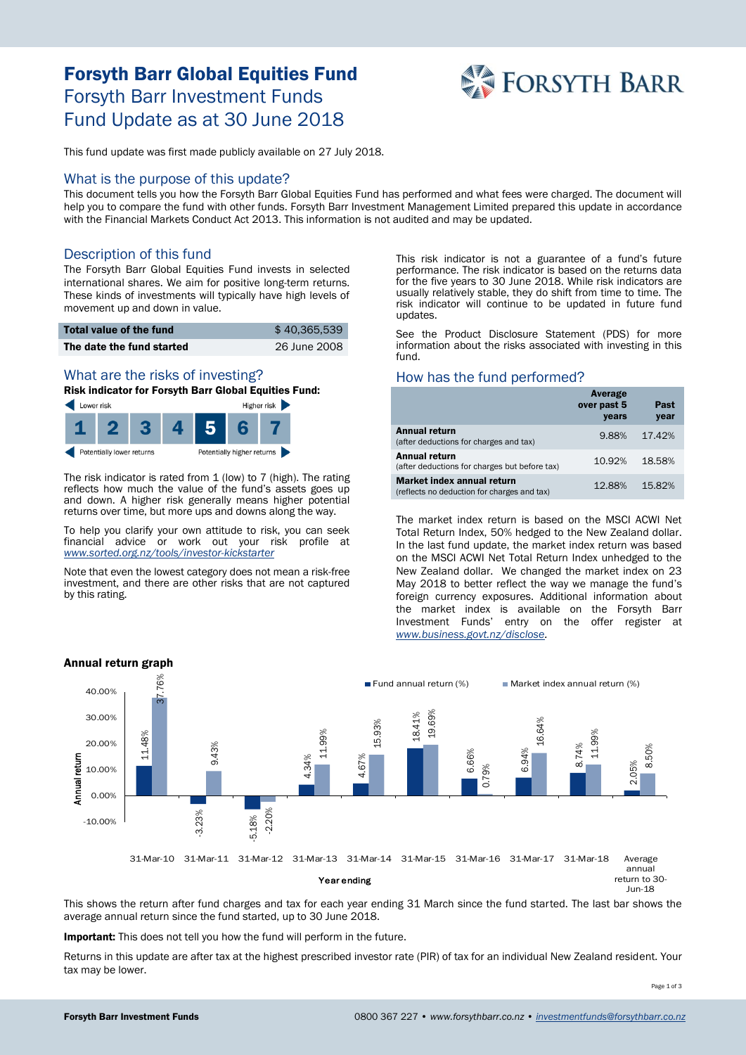# Forsyth Barr Global Equities Fund

## Forsyth Barr Investment Funds
## Fund Update as at 30 June 2018

This fund update was first made publicly available on 27 July 2018.

## What is the purpose of this update?

This document tells you how the Forsyth Barr Global Equities Fund has performed and what fees were charged. The document will help you to compare the fund with other funds. Forsyth Barr Investment Management Limited prepared this update in accordance with the Financial Markets Conduct Act 2013. This information is not audited and may be updated.

## Description of this fund

The Forsyth Barr Global Equities Fund invests in selected international shares. We aim for positive long-term returns. These kinds of investments will typically have high levels of movement up and down in value.

| | |
|---|---|
| **Total value of the fund** | $ 40,365,539 |
| **The date the fund started** | 26 June 2008 |

## What are the risks of investing?

**Risk indicator for Forsyth Barr Global Equities Fund:**

Lower risk / Higher risk

| 1 | 2 | 3 | 4 | **5** | 6 | 7 |
|---|---|---|---|---|---|---|

Potentially lower returns / Potentially higher returns

The risk indicator is rated from 1 (low) to 7 (high). The rating reflects how much the value of the fund's assets goes up and down. A higher risk generally means higher potential returns over time, but more ups and downs along the way.

To help you clarify your own attitude to risk, you can seek financial advice or work out your risk profile at *www.sorted.org.nz/tools/investor-kickstarter*

Note that even the lowest category does not mean a risk-free investment, and there are other risks that are not captured by this rating.

This risk indicator is not a guarantee of a fund's future performance. The risk indicator is based on the returns data for the five years to 30 June 2018. While risk indicators are usually relatively stable, they do shift from time to time. The risk indicator will continue to be updated in future fund updates.

See the Product Disclosure Statement (PDS) for more information about the risks associated with investing in this fund.

## How has the fund performed?

| | Average over past 5 years | Past year |
|---|---|---|
| **Annual return** (after deductions for charges and tax) | 9.88% | 17.42% |
| **Annual return** (after deductions for charges but before tax) | 10.92% | 18.58% |
| **Market index annual return** (reflects no deduction for charges and tax) | 12.88% | 15.82% |

The market index return is based on the MSCI ACWI Net Total Return Index, 50% hedged to the New Zealand dollar. In the last fund update, the market index return was based on the MSCI ACWI Net Total Return Index unhedged to the New Zealand dollar. We changed the market index on 23 May 2018 to better reflect the way we manage the fund's foreign currency exposures. Additional information about the market index is available on the Forsyth Barr Investment Funds' entry on the offer register at *www.business.govt.nz/disclose.*

### Annual return graph

| Year ending | Fund annual return (%) | Market index annual return (%) |
|---|---|---|
| 31-Mar-10 | 11.48% | 37.76% |
| 31-Mar-11 | -3.23% | 9.43% |
| 31-Mar-12 | -5.18% | -2.20% |
| 31-Mar-13 | 4.34% | 11.99% |
| 31-Mar-14 | 4.67% | 15.93% |
| 31-Mar-15 | 18.41% | 19.69% |
| 31-Mar-16 | 6.66% | 0.79% |
| 31-Mar-17 | 6.94% | 16.64% |
| 31-Mar-18 | 8.74% | 11.99% |
| Average annual return to 30-Jun-18 | 2.05% | 8.50% |

This shows the return after fund charges and tax for each year ending 31 March since the fund started. The last bar shows the average annual return since the fund started, up to 30 June 2018.

**Important:** This does not tell you how the fund will perform in the future.

Returns in this update are after tax at the highest prescribed investor rate (PIR) of tax for an individual New Zealand resident. Your tax may be lower.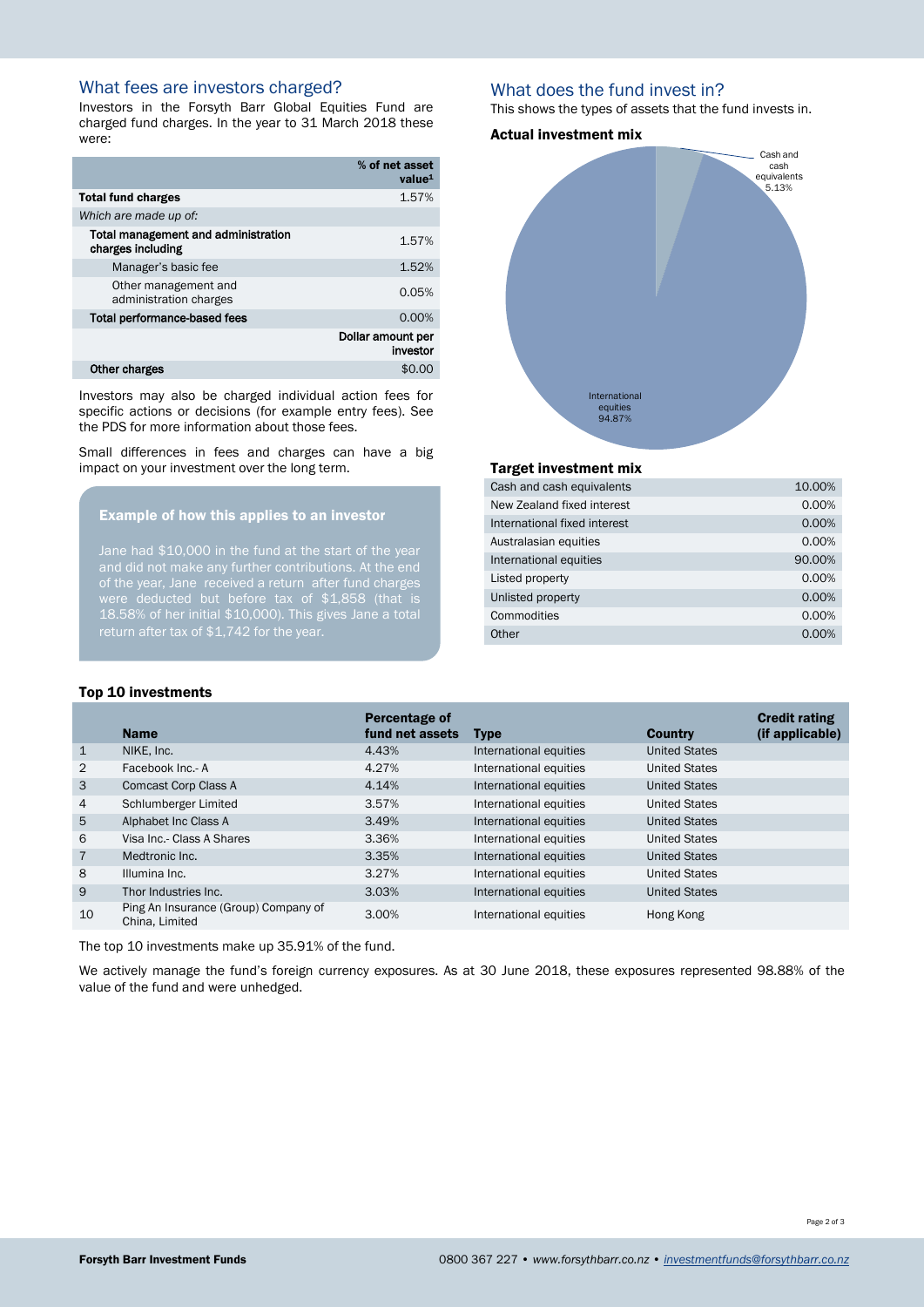## What fees are investors charged?

Investors in the Forsyth Barr Global Equities Fund are charged fund charges. In the year to 31 March 2018 these were:

| | % of net asset value[1] |
|---|---|
| **Total fund charges** | 1.57% |
| *Which are made up of:* | |
| **Total management and administration charges including** | 1.57% |
| Manager's basic fee | 1.52% |
| Other management and administration charges | 0.05% |
| **Total performance-based fees** | 0.00% |
| | **Dollar amount per investor** |
| **Other charges** | $0.00 |

Investors may also be charged individual action fees for specific actions or decisions (for example entry fees). See the PDS for more information about those fees.

Small differences in fees and charges can have a big impact on your investment over the long term.

### Example of how this applies to an investor

Jane had $10,000 in the fund at the start of the year and did not make any further contributions. At the end of the year, Jane received a return after fund charges were deducted but before tax of $1,858 (that is 18.58% of her initial $10,000). This gives Jane a total return after tax of $1,742 for the year.

## What does the fund invest in?

This shows the types of assets that the fund invests in.

### Actual investment mix

| Asset type | % |
|---|---|
| Cash and cash equivalents | 5.13% |
| International equities | 94.87% |

### Target investment mix

| Asset type | % |
|---|---|
| Cash and cash equivalents | 10.00% |
| New Zealand fixed interest | 0.00% |
| International fixed interest | 0.00% |
| Australasian equities | 0.00% |
| International equities | 90.00% |
| Listed property | 0.00% |
| Unlisted property | 0.00% |
| Commodities | 0.00% |
| Other | 0.00% |

### Top 10 investments

| | Name | Percentage of fund net assets | Type | Country | Credit rating (if applicable) |
|---|---|---|---|---|---|
| 1 | NIKE, Inc. | 4.43% | International equities | United States | |
| 2 | Facebook Inc.- A | 4.27% | International equities | United States | |
| 3 | Comcast Corp Class A | 4.14% | International equities | United States | |
| 4 | Schlumberger Limited | 3.57% | International equities | United States | |
| 5 | Alphabet Inc Class A | 3.49% | International equities | United States | |
| 6 | Visa Inc.- Class A Shares | 3.36% | International equities | United States | |
| 7 | Medtronic Inc. | 3.35% | International equities | United States | |
| 8 | Illumina Inc. | 3.27% | International equities | United States | |
| 9 | Thor Industries Inc. | 3.03% | International equities | United States | |
| 10 | Ping An Insurance (Group) Company of China, Limited | 3.00% | International equities | Hong Kong | |

The top 10 investments make up 35.91% of the fund.

We actively manage the fund's foreign currency exposures. As at 30 June 2018, these exposures represented 98.88% of the value of the fund and were unhedged.

**Forsyth Barr Investment Funds** 0800 367 227 • *www.forsythbarr.co.nz* • *investmentfunds@forsythbarr.co.nz*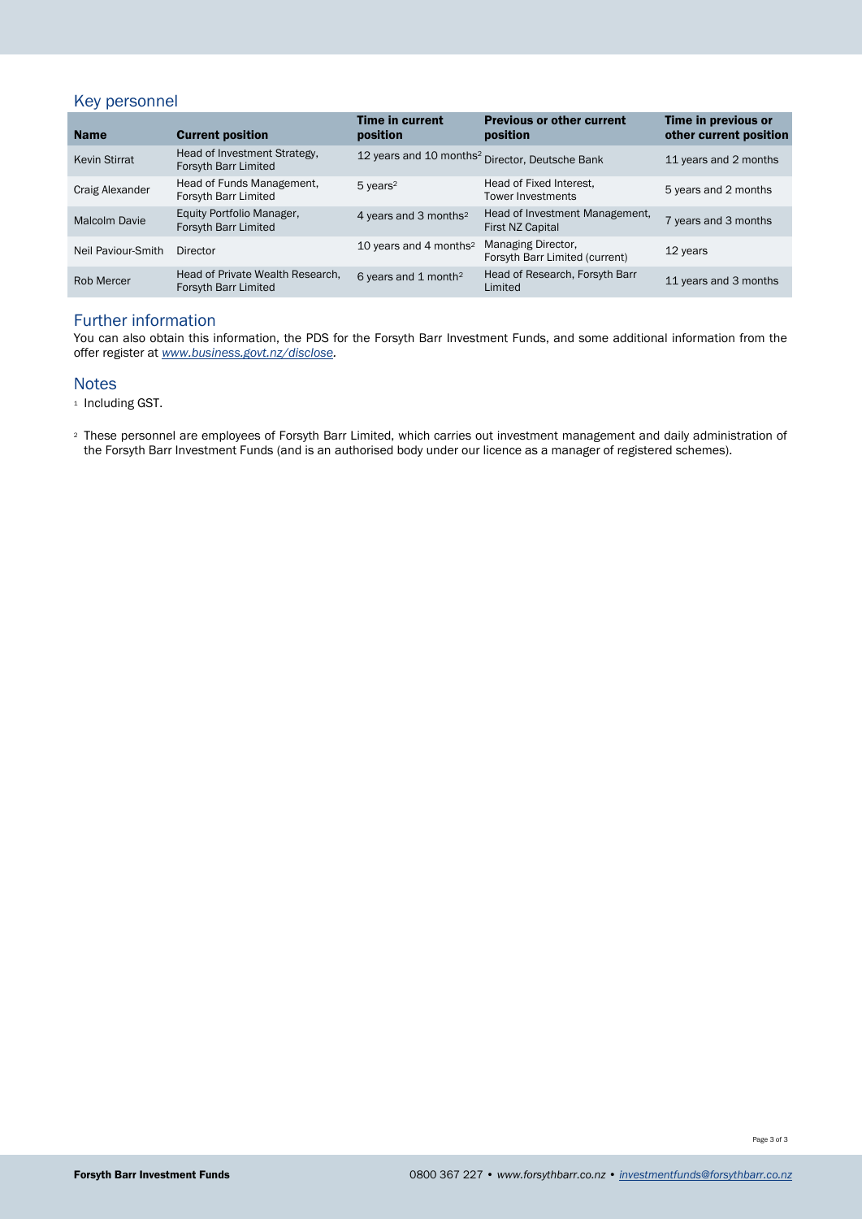## Key personnel

| Name | Current position | Time in current position | Previous or other current position | Time in previous or other current position |
|---|---|---|---|---|
| Kevin Stirrat | Head of Investment Strategy, Forsyth Barr Limited | 12 years and 10 months[2] | Director, Deutsche Bank | 11 years and 2 months |
| Craig Alexander | Head of Funds Management, Forsyth Barr Limited | 5 years[2] | Head of Fixed Interest, Tower Investments | 5 years and 2 months |
| Malcolm Davie | Equity Portfolio Manager, Forsyth Barr Limited | 4 years and 3 months[2] | Head of Investment Management, First NZ Capital | 7 years and 3 months |
| Neil Paviour-Smith | Director | 10 years and 4 months[2] | Managing Director, Forsyth Barr Limited (current) | 12 years |
| Rob Mercer | Head of Private Wealth Research, Forsyth Barr Limited | 6 years and 1 month[2] | Head of Research, Forsyth Barr Limited | 11 years and 3 months |

## Further information

You can also obtain this information, the PDS for the Forsyth Barr Investment Funds, and some additional information from the offer register at *www.business.govt.nz/disclose*.

## Notes

[1] Including GST.

[2] These personnel are employees of Forsyth Barr Limited, which carries out investment management and daily administration of the Forsyth Barr Investment Funds (and is an authorised body under our licence as a manager of registered schemes).